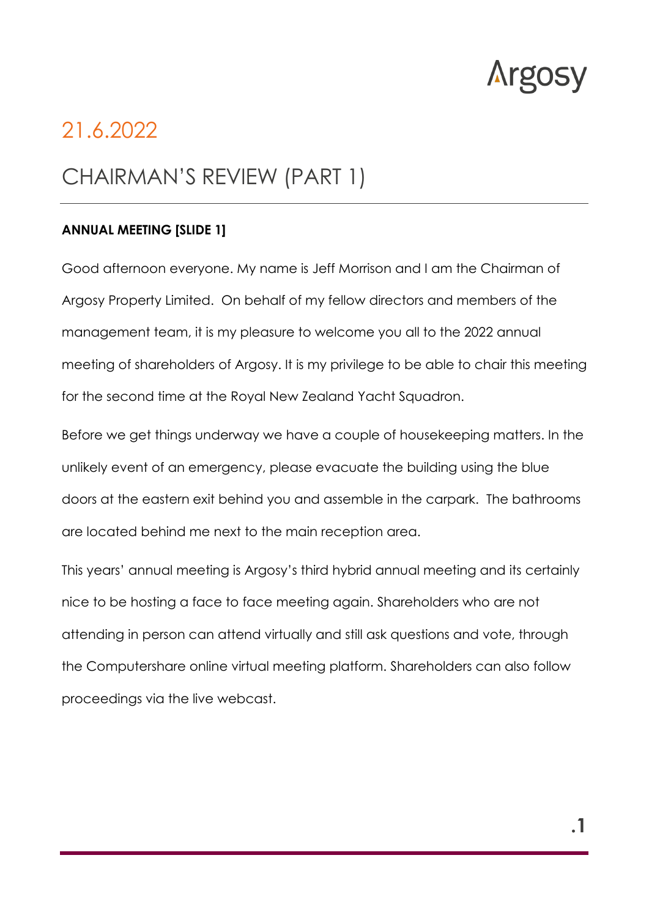Argosy

# 21.6.2022

## CHAIRMAN'S REVIEW (PART 1)

**ANNUAL MEETING [SLIDE 1]**

Good afternoon everyone. My name is Jeff Morrison and I am the Chairman of Argosy Property Limited. On behalf of my fellow directors and members of the management team, it is my pleasure to welcome you all to the 2022 annual meeting of shareholders of Argosy. It is my privilege to be able to chair this meeting for the second time at the Royal New Zealand Yacht Squadron.

Before we get things underway we have a couple of housekeeping matters. In the unlikely event of an emergency, please evacuate the building using the blue doors at the eastern exit behind you and assemble in the carpark. The bathrooms are located behind me next to the main reception area.

This years' annual meeting is Argosy's third hybrid annual meeting and its certainly nice to be hosting a face to face meeting again. Shareholders who are not attending in person can attend virtually and still ask questions and vote, through the Computershare online virtual meeting platform. Shareholders can also follow proceedings via the live webcast.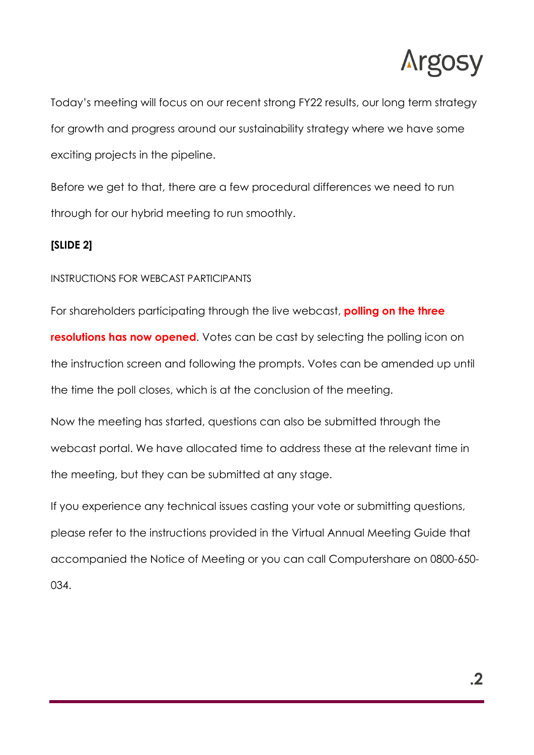Today's meeting will focus on our recent strong FY22 results, our long term strategy for growth and progress around our sustainability strategy where we have some exciting projects in the pipeline.

Before we get to that, there are a few procedural differences we need to run through for our hybrid meeting to run smoothly.

**[SLIDE 2]**

INSTRUCTIONS FOR WEBCAST PARTICIPANTS

For shareholders participating through the live webcast, **polling on the three resolutions has now opened**. Votes can be cast by selecting the polling icon on the instruction screen and following the prompts. Votes can be amended up until the time the poll closes, which is at the conclusion of the meeting.

Now the meeting has started, questions can also be submitted through the webcast portal. We have allocated time to address these at the relevant time in the meeting, but they can be submitted at any stage.

If you experience any technical issues casting your vote or submitting questions, please refer to the instructions provided in the Virtual Annual Meeting Guide that accompanied the Notice of Meeting or you can call Computershare on 0800-650-034.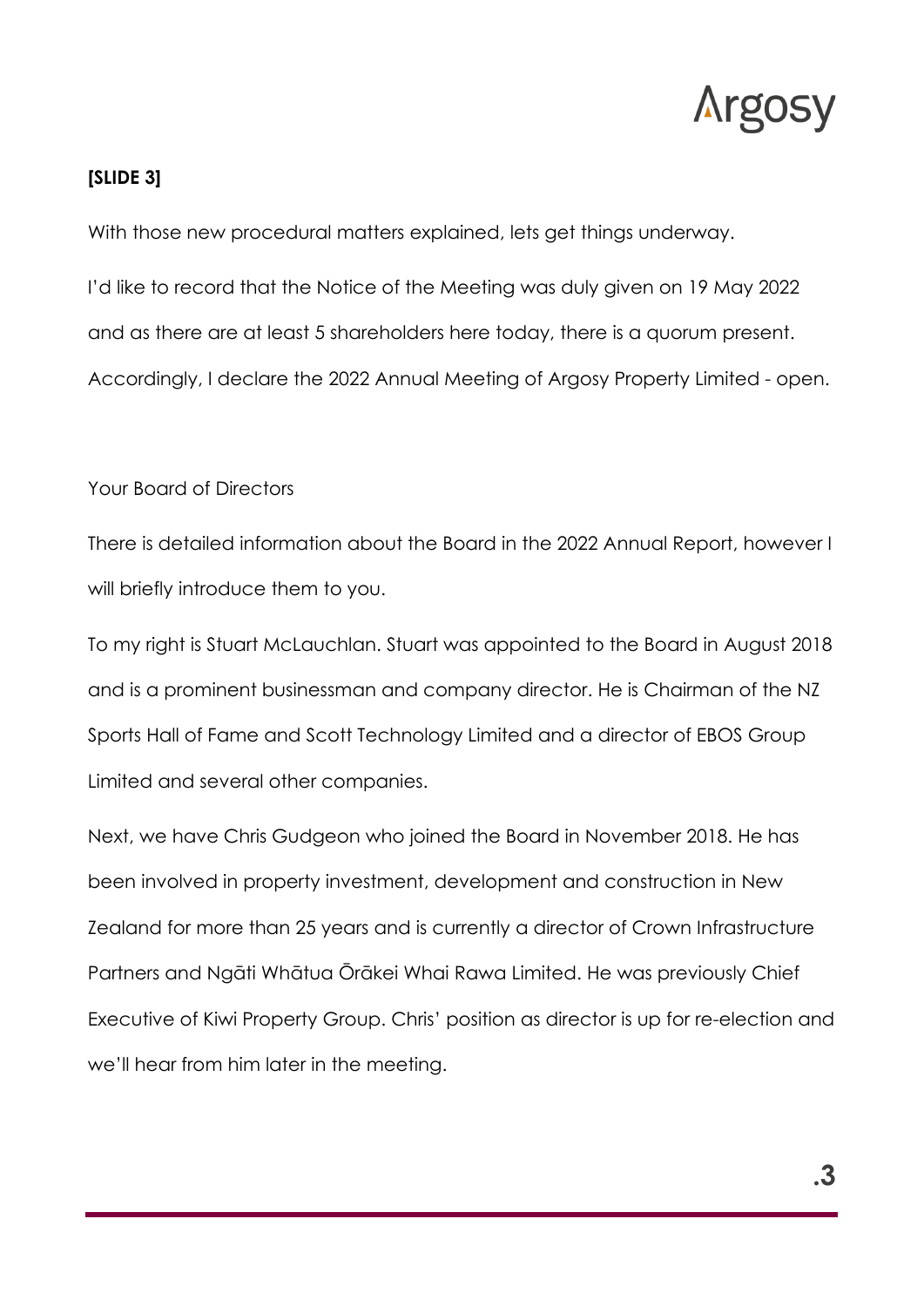**[SLIDE 3]**

With those new procedural matters explained, lets get things underway.

I'd like to record that the Notice of the Meeting was duly given on 19 May 2022 and as there are at least 5 shareholders here today, there is a quorum present. Accordingly, I declare the 2022 Annual Meeting of Argosy Property Limited - open.

Your Board of Directors

There is detailed information about the Board in the 2022 Annual Report, however I will briefly introduce them to you.

To my right is Stuart McLauchlan. Stuart was appointed to the Board in August 2018 and is a prominent businessman and company director. He is Chairman of the NZ Sports Hall of Fame and Scott Technology Limited and a director of EBOS Group Limited and several other companies.

Next, we have Chris Gudgeon who joined the Board in November 2018. He has been involved in property investment, development and construction in New Zealand for more than 25 years and is currently a director of Crown Infrastructure Partners and Ngāti Whātua Ōrākei Whai Rawa Limited. He was previously Chief Executive of Kiwi Property Group. Chris' position as director is up for re-election and we'll hear from him later in the meeting.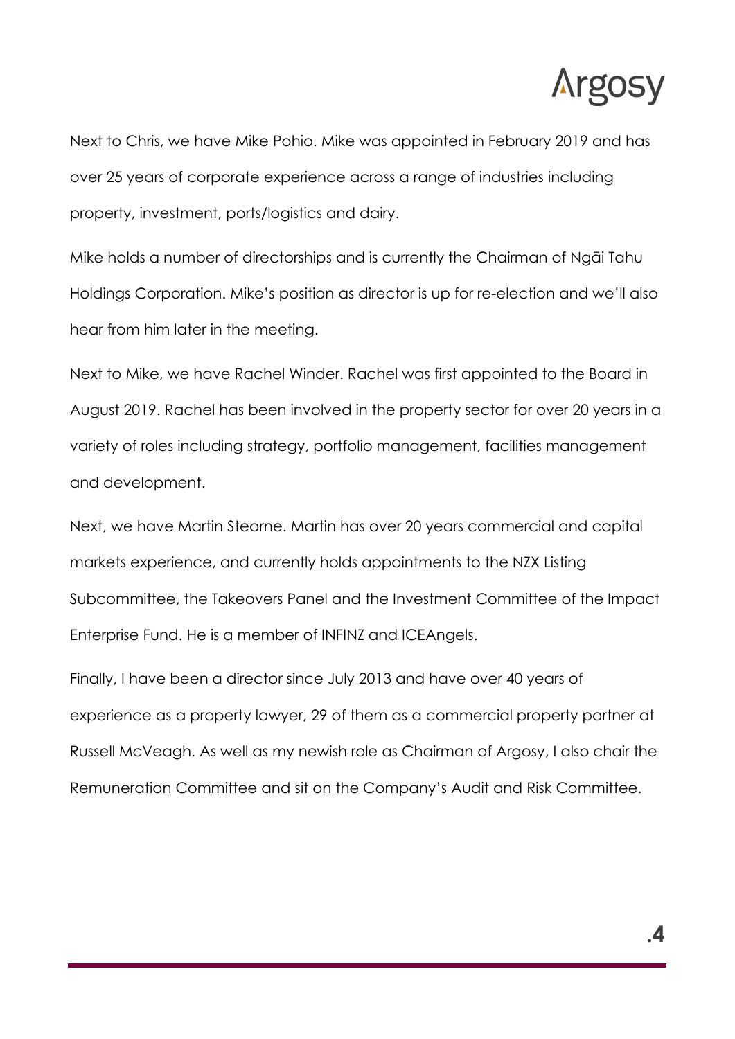Next to Chris, we have Mike Pohio. Mike was appointed in February 2019 and has over 25 years of corporate experience across a range of industries including property, investment, ports/logistics and dairy.

Mike holds a number of directorships and is currently the Chairman of Ngāi Tahu Holdings Corporation. Mike's position as director is up for re-election and we'll also hear from him later in the meeting.

Next to Mike, we have Rachel Winder. Rachel was first appointed to the Board in August 2019. Rachel has been involved in the property sector for over 20 years in a variety of roles including strategy, portfolio management, facilities management and development.

Next, we have Martin Stearne. Martin has over 20 years commercial and capital markets experience, and currently holds appointments to the NZX Listing Subcommittee, the Takeovers Panel and the Investment Committee of the Impact Enterprise Fund. He is a member of INFINZ and ICEAngels.

Finally, I have been a director since July 2013 and have over 40 years of experience as a property lawyer, 29 of them as a commercial property partner at Russell McVeagh. As well as my newish role as Chairman of Argosy, I also chair the Remuneration Committee and sit on the Company's Audit and Risk Committee.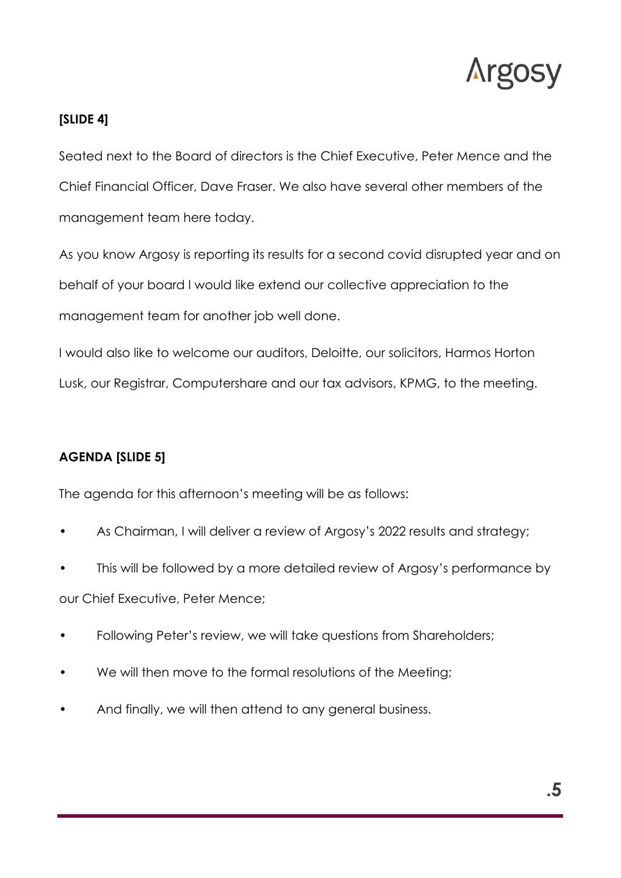**[SLIDE 4]**

Seated next to the Board of directors is the Chief Executive, Peter Mence and the Chief Financial Officer, Dave Fraser. We also have several other members of the management team here today.

As you know Argosy is reporting its results for a second covid disrupted year and on behalf of your board I would like extend our collective appreciation to the management team for another job well done.

I would also like to welcome our auditors, Deloitte, our solicitors, Harmos Horton Lusk, our Registrar, Computershare and our tax advisors, KPMG, to the meeting.

**AGENDA [SLIDE 5]**

The agenda for this afternoon's meeting will be as follows:

- As Chairman, I will deliver a review of Argosy's 2022 results and strategy;
- This will be followed by a more detailed review of Argosy's performance by our Chief Executive, Peter Mence;
- Following Peter's review, we will take questions from Shareholders;
- We will then move to the formal resolutions of the Meeting;
- And finally, we will then attend to any general business.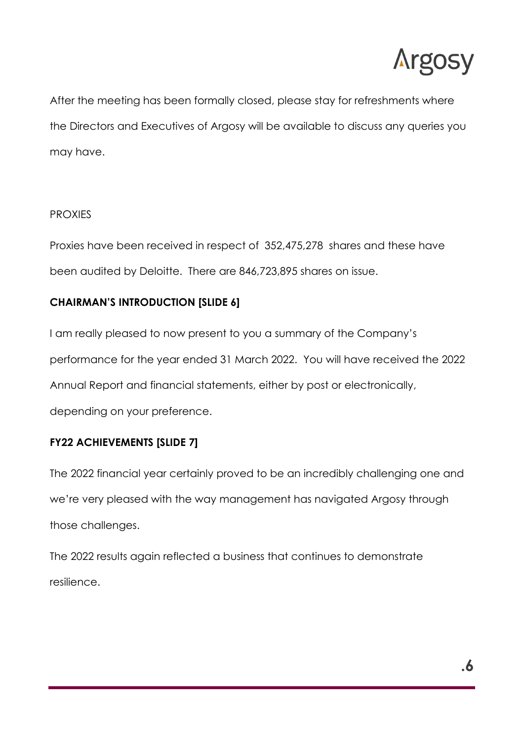After the meeting has been formally closed, please stay for refreshments where the Directors and Executives of Argosy will be available to discuss any queries you may have.

PROXIES

Proxies have been received in respect of 352,475,278 shares and these have been audited by Deloitte. There are 846,723,895 shares on issue.

**CHAIRMAN'S INTRODUCTION [SLIDE 6]**

I am really pleased to now present to you a summary of the Company's performance for the year ended 31 March 2022. You will have received the 2022 Annual Report and financial statements, either by post or electronically, depending on your preference.

**FY22 ACHIEVEMENTS [SLIDE 7]**

The 2022 financial year certainly proved to be an incredibly challenging one and we're very pleased with the way management has navigated Argosy through those challenges.

The 2022 results again reflected a business that continues to demonstrate resilience.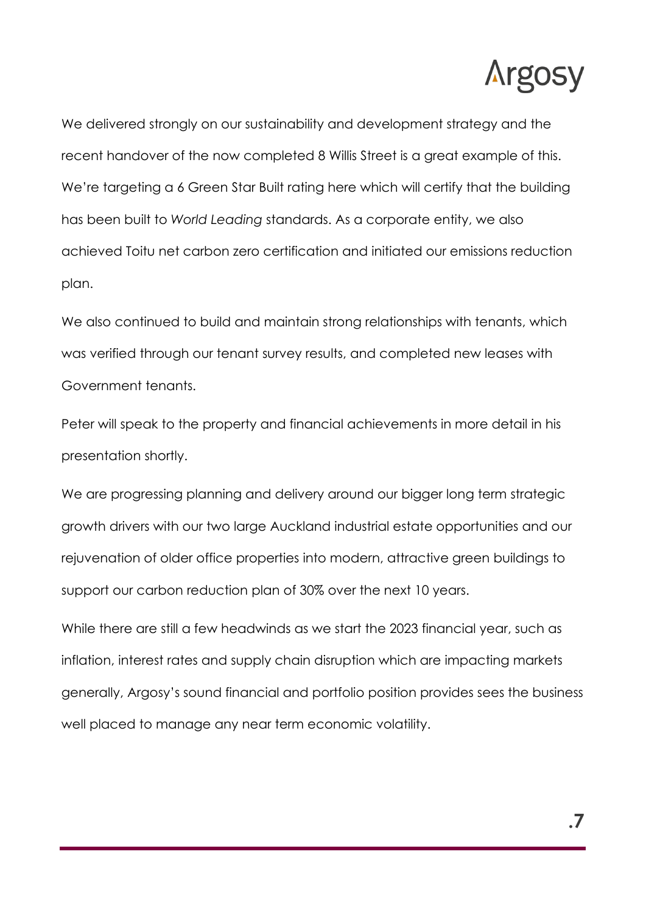We delivered strongly on our sustainability and development strategy and the recent handover of the now completed 8 Willis Street is a great example of this. We're targeting a 6 Green Star Built rating here which will certify that the building has been built to *World Leading* standards. As a corporate entity, we also achieved Toitu net carbon zero certification and initiated our emissions reduction plan.

We also continued to build and maintain strong relationships with tenants, which was verified through our tenant survey results, and completed new leases with Government tenants.

Peter will speak to the property and financial achievements in more detail in his presentation shortly.

We are progressing planning and delivery around our bigger long term strategic growth drivers with our two large Auckland industrial estate opportunities and our rejuvenation of older office properties into modern, attractive green buildings to support our carbon reduction plan of 30% over the next 10 years.

While there are still a few headwinds as we start the 2023 financial year, such as inflation, interest rates and supply chain disruption which are impacting markets generally, Argosy's sound financial and portfolio position provides sees the business well placed to manage any near term economic volatility.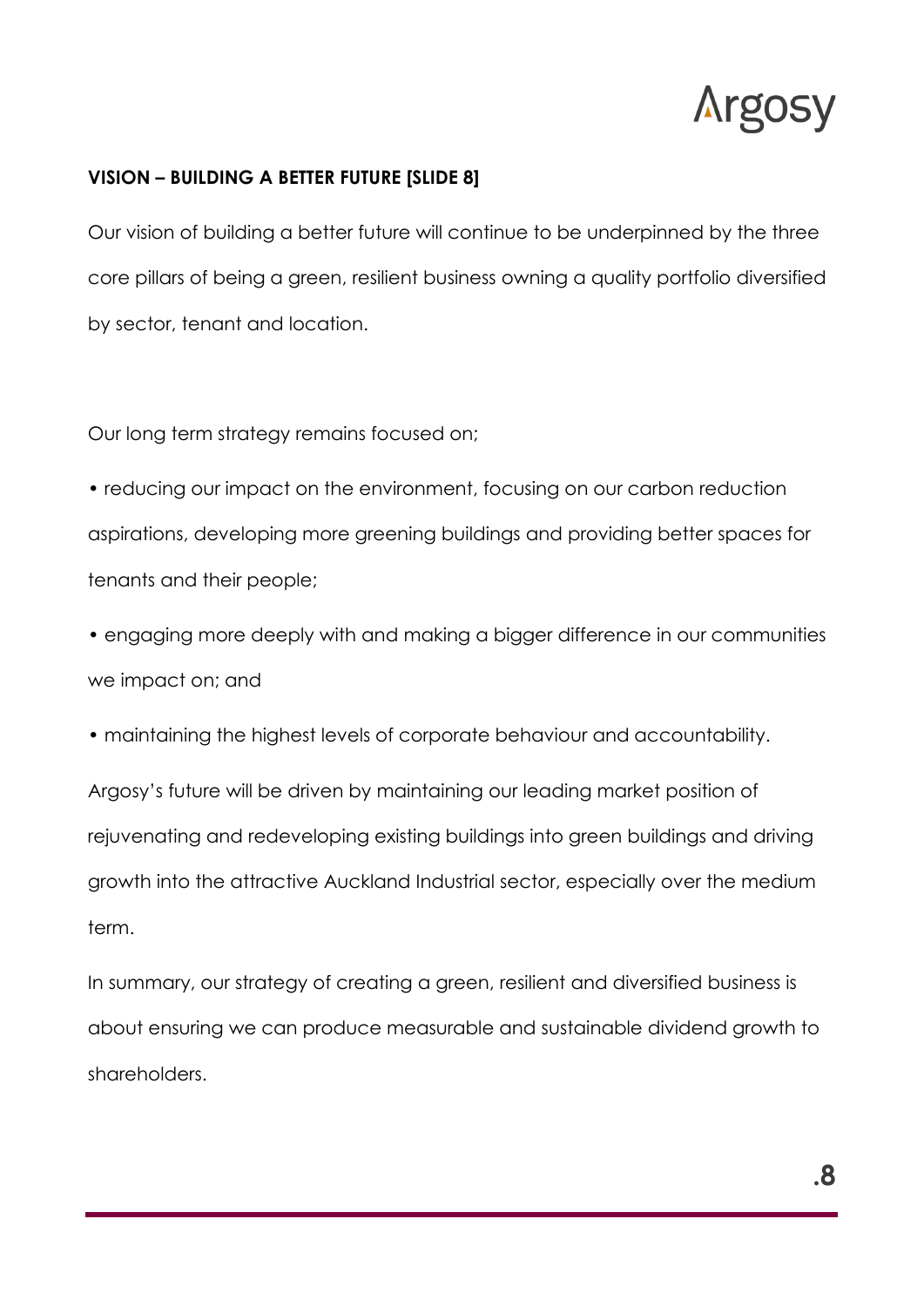## VISION – BUILDING A BETTER FUTURE [SLIDE 8]

Our vision of building a better future will continue to be underpinned by the three core pillars of being a green, resilient business owning a quality portfolio diversified by sector, tenant and location.

Our long term strategy remains focused on;

- reducing our impact on the environment, focusing on our carbon reduction aspirations, developing more greening buildings and providing better spaces for tenants and their people;
- engaging more deeply with and making a bigger difference in our communities we impact on; and
- maintaining the highest levels of corporate behaviour and accountability.

Argosy's future will be driven by maintaining our leading market position of rejuvenating and redeveloping existing buildings into green buildings and driving growth into the attractive Auckland Industrial sector, especially over the medium term.

In summary, our strategy of creating a green, resilient and diversified business is about ensuring we can produce measurable and sustainable dividend growth to shareholders.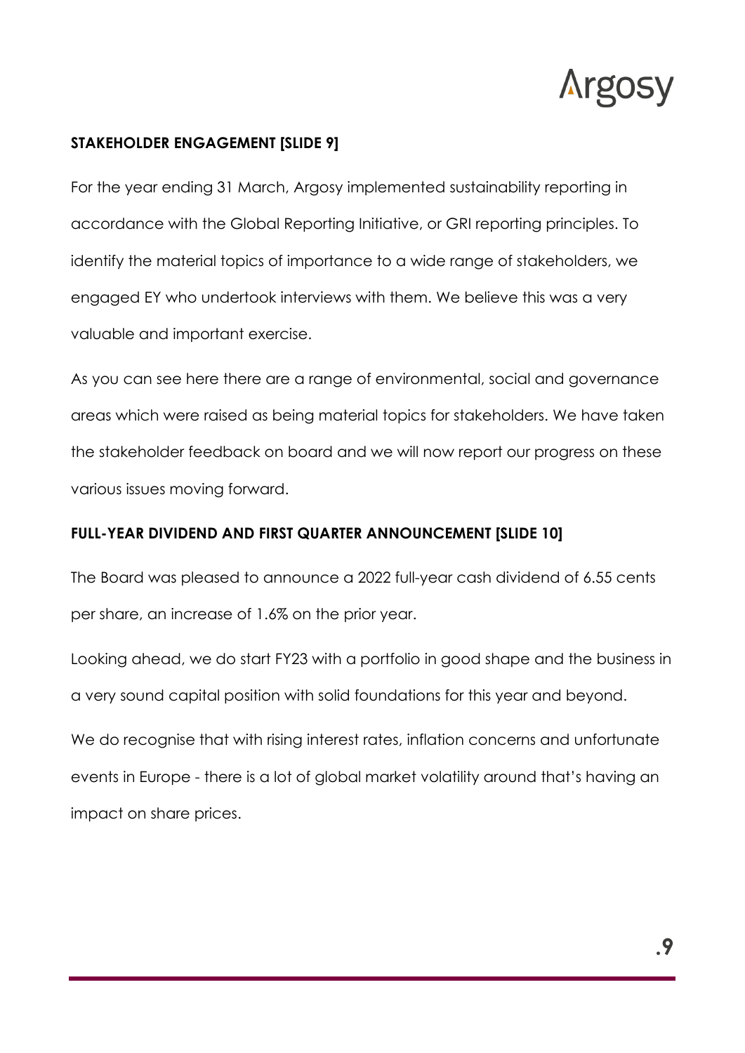**STAKEHOLDER ENGAGEMENT [SLIDE 9]**

For the year ending 31 March, Argosy implemented sustainability reporting in accordance with the Global Reporting Initiative, or GRI reporting principles. To identify the material topics of importance to a wide range of stakeholders, we engaged EY who undertook interviews with them. We believe this was a very valuable and important exercise.

As you can see here there are a range of environmental, social and governance areas which were raised as being material topics for stakeholders. We have taken the stakeholder feedback on board and we will now report our progress on these various issues moving forward.

**FULL-YEAR DIVIDEND AND FIRST QUARTER ANNOUNCEMENT [SLIDE 10]**

The Board was pleased to announce a 2022 full-year cash dividend of 6.55 cents per share, an increase of 1.6% on the prior year.

Looking ahead, we do start FY23 with a portfolio in good shape and the business in a very sound capital position with solid foundations for this year and beyond.

We do recognise that with rising interest rates, inflation concerns and unfortunate events in Europe - there is a lot of global market volatility around that's having an impact on share prices.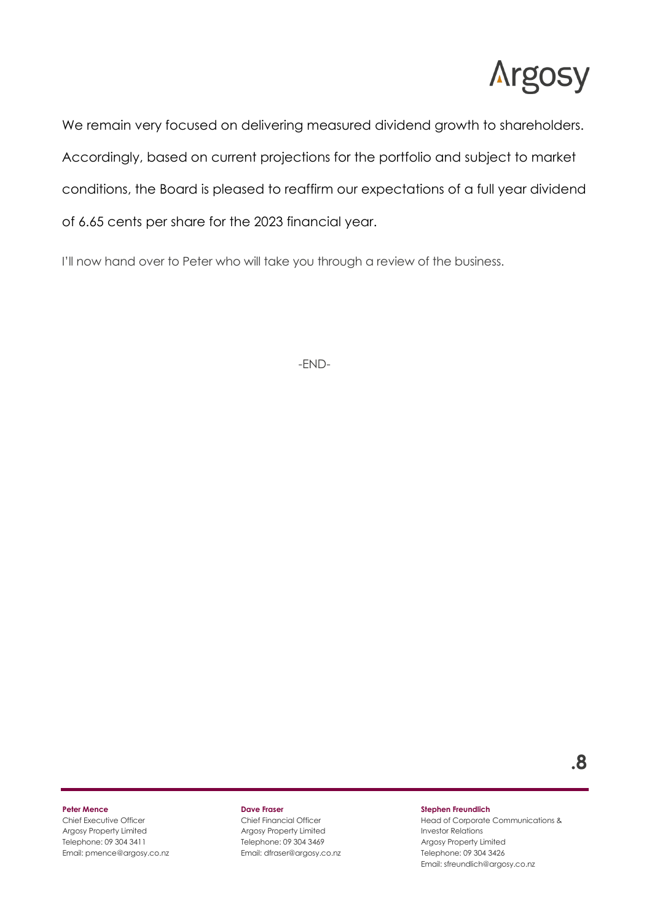We remain very focused on delivering measured dividend growth to shareholders. Accordingly, based on current projections for the portfolio and subject to market conditions, the Board is pleased to reaffirm our expectations of a full year dividend of 6.65 cents per share for the 2023 financial year.

I'll now hand over to Peter who will take you through a review of the business.

-END-

**Peter Mence**
Chief Executive Officer
Argosy Property Limited
Telephone: 09 304 3411
Email: pmence@argosy.co.nz

**Dave Fraser**
Chief Financial Officer
Argosy Property Limited
Telephone: 09 304 3469
Email: dfraser@argosy.co.nz

**Stephen Freundlich**
Head of Corporate Communications & Investor Relations
Argosy Property Limited
Telephone: 09 304 3426
Email: sfreundlich@argosy.co.nz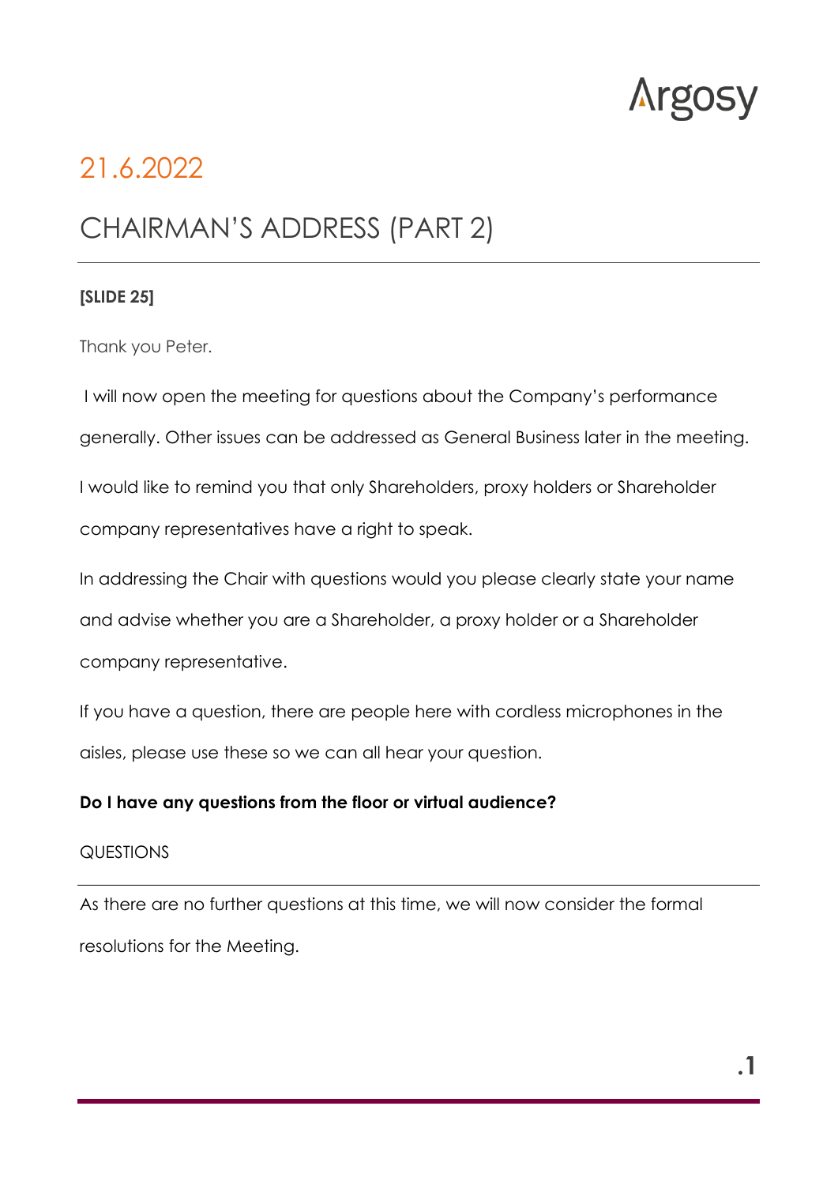21.6.2022

# CHAIRMAN'S ADDRESS (PART 2)

---

**[SLIDE 25]**

Thank you Peter.

I will now open the meeting for questions about the Company's performance generally. Other issues can be addressed as General Business later in the meeting.

I would like to remind you that only Shareholders, proxy holders or Shareholder company representatives have a right to speak.

In addressing the Chair with questions would you please clearly state your name and advise whether you are a Shareholder, a proxy holder or a Shareholder company representative.

If you have a question, there are people here with cordless microphones in the aisles, please use these so we can all hear your question.

**Do I have any questions from the floor or virtual audience?**

QUESTIONS

---

As there are no further questions at this time, we will now consider the formal resolutions for the Meeting.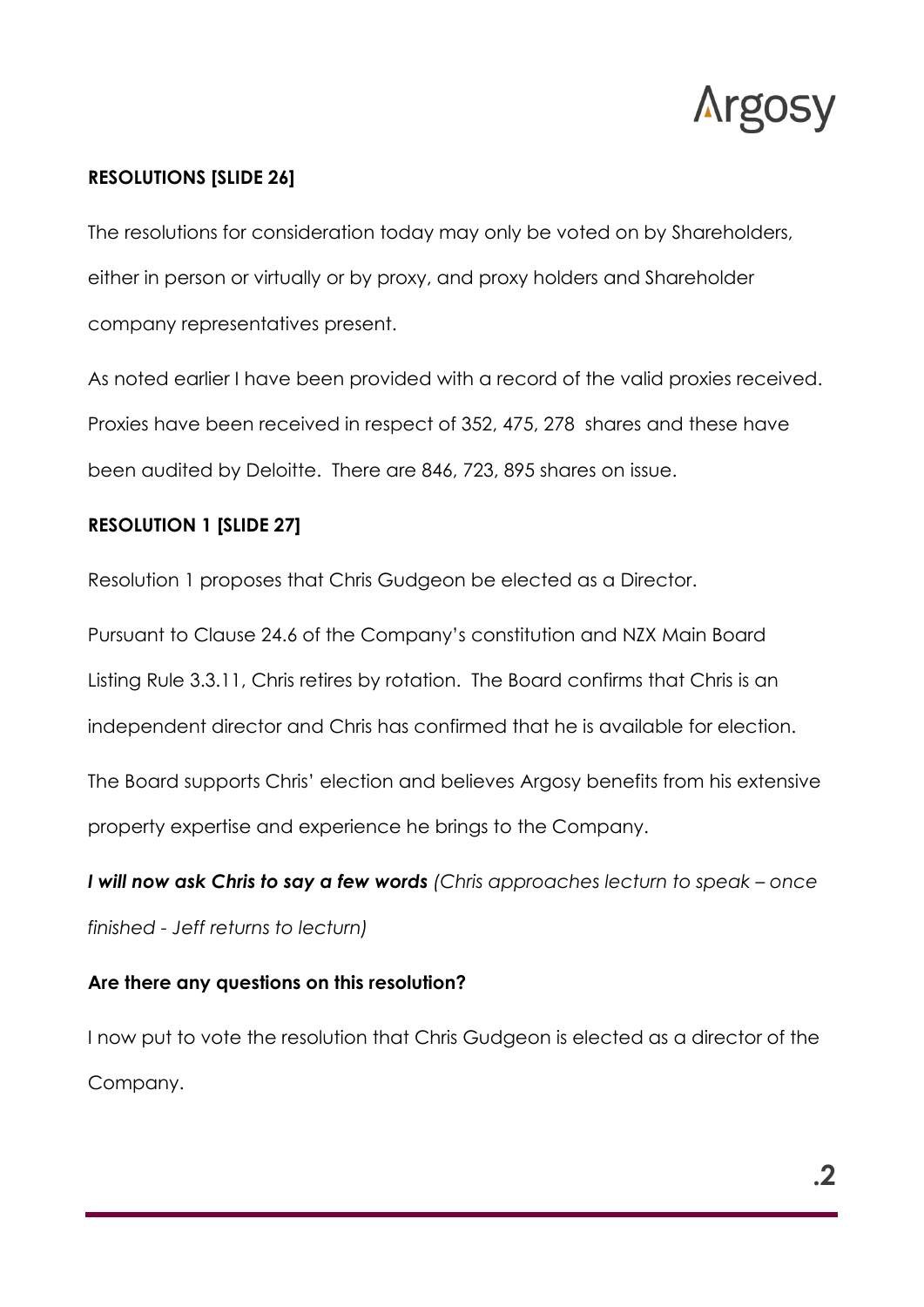**RESOLUTIONS [SLIDE 26]**

The resolutions for consideration today may only be voted on by Shareholders, either in person or virtually or by proxy, and proxy holders and Shareholder company representatives present.

As noted earlier I have been provided with a record of the valid proxies received. Proxies have been received in respect of 352, 475, 278 shares and these have been audited by Deloitte. There are 846, 723, 895 shares on issue.

**RESOLUTION 1 [SLIDE 27]**

Resolution 1 proposes that Chris Gudgeon be elected as a Director.

Pursuant to Clause 24.6 of the Company's constitution and NZX Main Board Listing Rule 3.3.11, Chris retires by rotation. The Board confirms that Chris is an independent director and Chris has confirmed that he is available for election.

The Board supports Chris' election and believes Argosy benefits from his extensive property expertise and experience he brings to the Company.

***I will now ask Chris to say a few words*** *(Chris approaches lecturn to speak – once finished - Jeff returns to lecturn)*

**Are there any questions on this resolution?**

I now put to vote the resolution that Chris Gudgeon is elected as a director of the Company.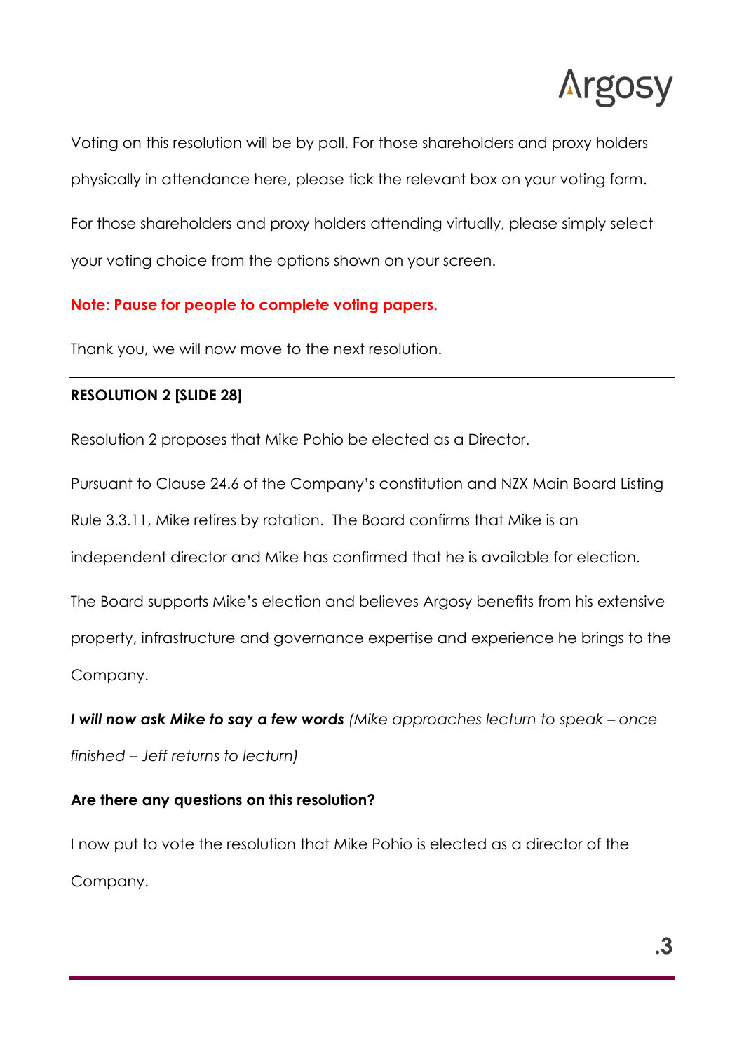Voting on this resolution will be by poll. For those shareholders and proxy holders physically in attendance here, please tick the relevant box on your voting form.

For those shareholders and proxy holders attending virtually, please simply select your voting choice from the options shown on your screen.

**Note: Pause for people to complete voting papers.**

Thank you, we will now move to the next resolution.

---

**RESOLUTION 2 [SLIDE 28]**

Resolution 2 proposes that Mike Pohio be elected as a Director.

Pursuant to Clause 24.6 of the Company's constitution and NZX Main Board Listing Rule 3.3.11, Mike retires by rotation. The Board confirms that Mike is an independent director and Mike has confirmed that he is available for election.

The Board supports Mike's election and believes Argosy benefits from his extensive property, infrastructure and governance expertise and experience he brings to the Company.

***I will now ask Mike to say a few words*** *(Mike approaches lecturn to speak – once finished – Jeff returns to lecturn)*

**Are there any questions on this resolution?**

I now put to vote the resolution that Mike Pohio is elected as a director of the Company.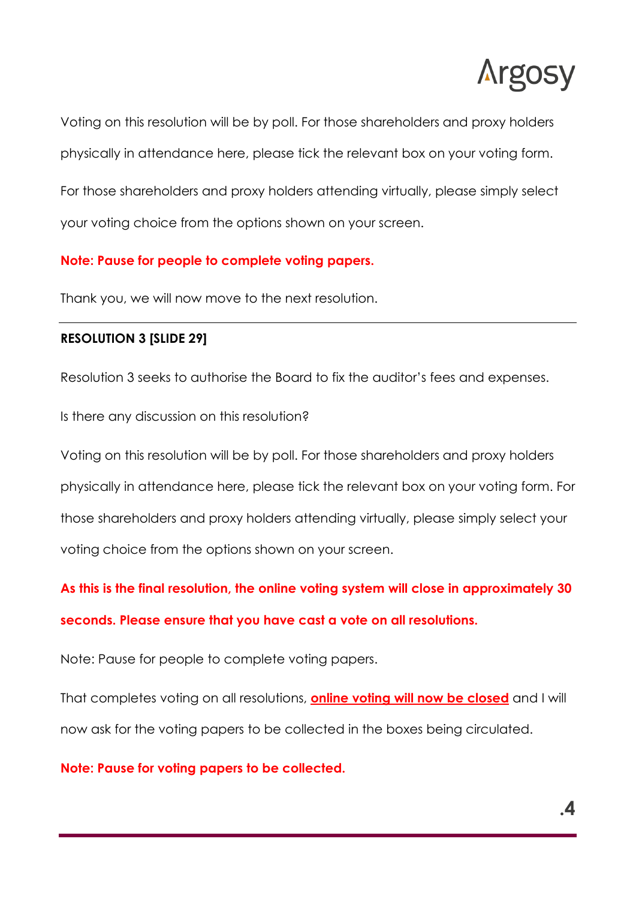Voting on this resolution will be by poll. For those shareholders and proxy holders physically in attendance here, please tick the relevant box on your voting form.

For those shareholders and proxy holders attending virtually, please simply select your voting choice from the options shown on your screen.

**Note: Pause for people to complete voting papers.**

Thank you, we will now move to the next resolution.

---

**RESOLUTION 3 [SLIDE 29]**

Resolution 3 seeks to authorise the Board to fix the auditor's fees and expenses.

Is there any discussion on this resolution?

Voting on this resolution will be by poll. For those shareholders and proxy holders physically in attendance here, please tick the relevant box on your voting form. For those shareholders and proxy holders attending virtually, please simply select your voting choice from the options shown on your screen.

**As this is the final resolution, the online voting system will close in approximately 30 seconds. Please ensure that you have cast a vote on all resolutions.**

Note: Pause for people to complete voting papers.

That completes voting on all resolutions, **online voting will now be closed** and I will now ask for the voting papers to be collected in the boxes being circulated.

**Note: Pause for voting papers to be collected.**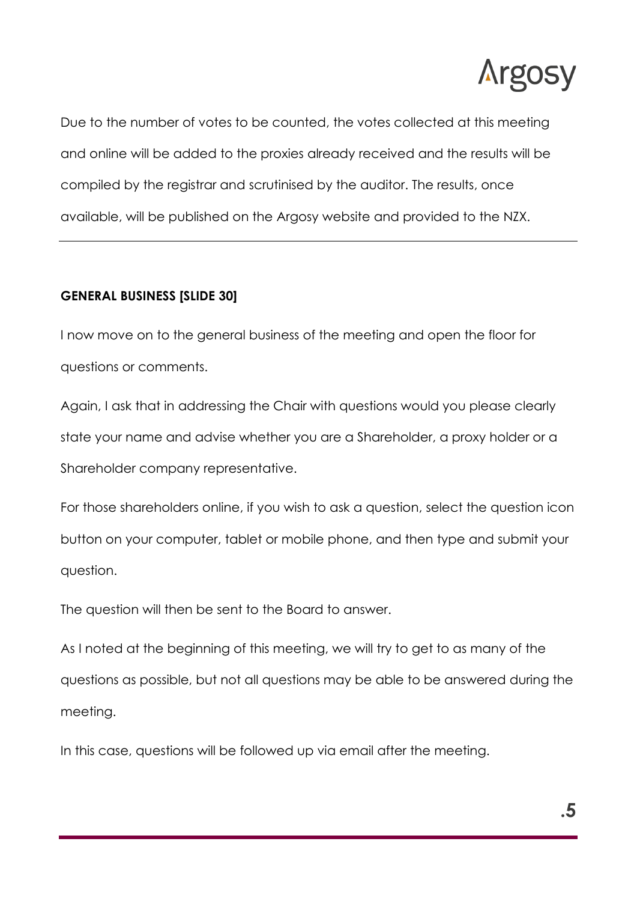Due to the number of votes to be counted, the votes collected at this meeting and online will be added to the proxies already received and the results will be compiled by the registrar and scrutinised by the auditor. The results, once available, will be published on the Argosy website and provided to the NZX.

---

**GENERAL BUSINESS [SLIDE 30]**

I now move on to the general business of the meeting and open the floor for questions or comments.

Again, I ask that in addressing the Chair with questions would you please clearly state your name and advise whether you are a Shareholder, a proxy holder or a Shareholder company representative.

For those shareholders online, if you wish to ask a question, select the question icon button on your computer, tablet or mobile phone, and then type and submit your question.

The question will then be sent to the Board to answer.

As I noted at the beginning of this meeting, we will try to get to as many of the questions as possible, but not all questions may be able to be answered during the meeting.

In this case, questions will be followed up via email after the meeting.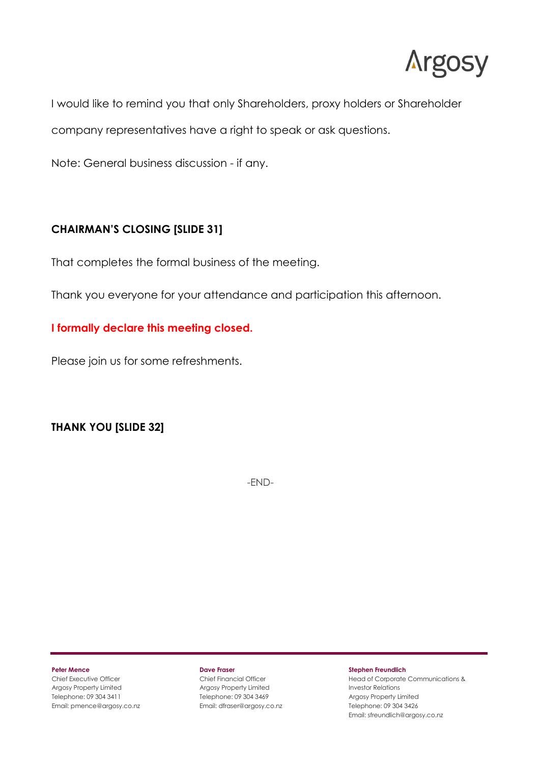I would like to remind you that only Shareholders, proxy holders or Shareholder company representatives have a right to speak or ask questions.

Note: General business discussion - if any.

**CHAIRMAN'S CLOSING [SLIDE 31]**

That completes the formal business of the meeting.

Thank you everyone for your attendance and participation this afternoon.

**I formally declare this meeting closed.**

Please join us for some refreshments.

**THANK YOU [SLIDE 32]**

-END-

**Peter Mence**
Chief Executive Officer
Argosy Property Limited
Telephone: 09 304 3411
Email: pmence@argosy.co.nz

**Dave Fraser**
Chief Financial Officer
Argosy Property Limited
Telephone: 09 304 3469
Email: dfraser@argosy.co.nz

**Stephen Freundlich**
Head of Corporate Communications & Investor Relations
Argosy Property Limited
Telephone: 09 304 3426
Email: sfreundlich@argosy.co.nz